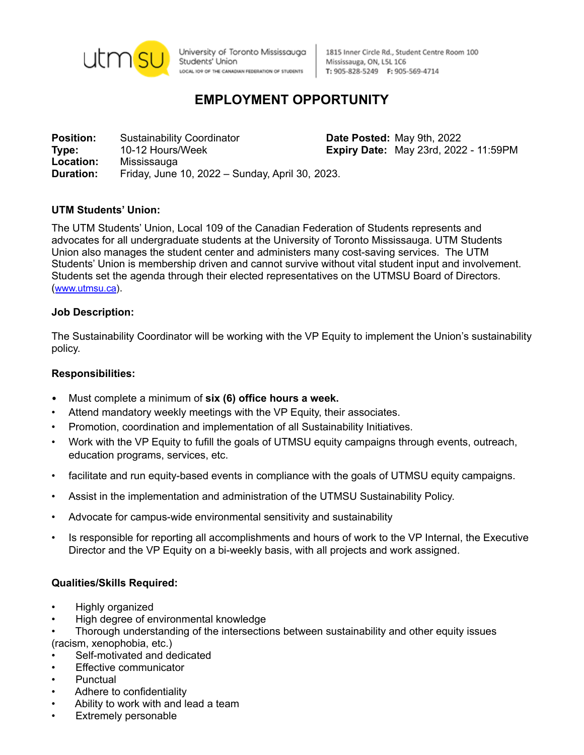utmsu

University of Toronto Mississauga Students' Union
LOCAL 109 OF THE CANADIAN FEDERATION OF STUDENTS

1815 Inner Circle Rd., Student Centre Room 100
Mississauga, ON, L5L 1C6
T: 905-828-5249 F: 905-569-4714

# EMPLOYMENT OPPORTUNITY

**Position:** Sustainability Coordinator
**Type:** 10-12 Hours/Week
**Location:** Mississauga
**Duration:** Friday, June 10, 2022 – Sunday, April 30, 2023.

**Date Posted:** May 9th, 2022
**Expiry Date:** May 23rd, 2022 - 11:59PM

**UTM Students' Union:**

The UTM Students' Union, Local 109 of the Canadian Federation of Students represents and advocates for all undergraduate students at the University of Toronto Mississauga. UTM Students Union also manages the student center and administers many cost-saving services. The UTM Students' Union is membership driven and cannot survive without vital student input and involvement. Students set the agenda through their elected representatives on the UTMSU Board of Directors. (www.utmsu.ca).

**Job Description:**

The Sustainability Coordinator will be working with the VP Equity to implement the Union's sustainability policy.

**Responsibilities:**

- Must complete a minimum of **six (6) office hours a week.**
- Attend mandatory weekly meetings with the VP Equity, their associates.
- Promotion, coordination and implementation of all Sustainability Initiatives.
- Work with the VP Equity to fufill the goals of UTMSU equity campaigns through events, outreach, education programs, services, etc.
- facilitate and run equity-based events in compliance with the goals of UTMSU equity campaigns.
- Assist in the implementation and administration of the UTMSU Sustainability Policy.
- Advocate for campus-wide environmental sensitivity and sustainability
- Is responsible for reporting all accomplishments and hours of work to the VP Internal, the Executive Director and the VP Equity on a bi-weekly basis, with all projects and work assigned.

**Qualities/Skills Required:**

- Highly organized
- High degree of environmental knowledge
- Thorough understanding of the intersections between sustainability and other equity issues (racism, xenophobia, etc.)
- Self-motivated and dedicated
- Effective communicator
- Punctual
- Adhere to confidentiality
- Ability to work with and lead a team
- Extremely personable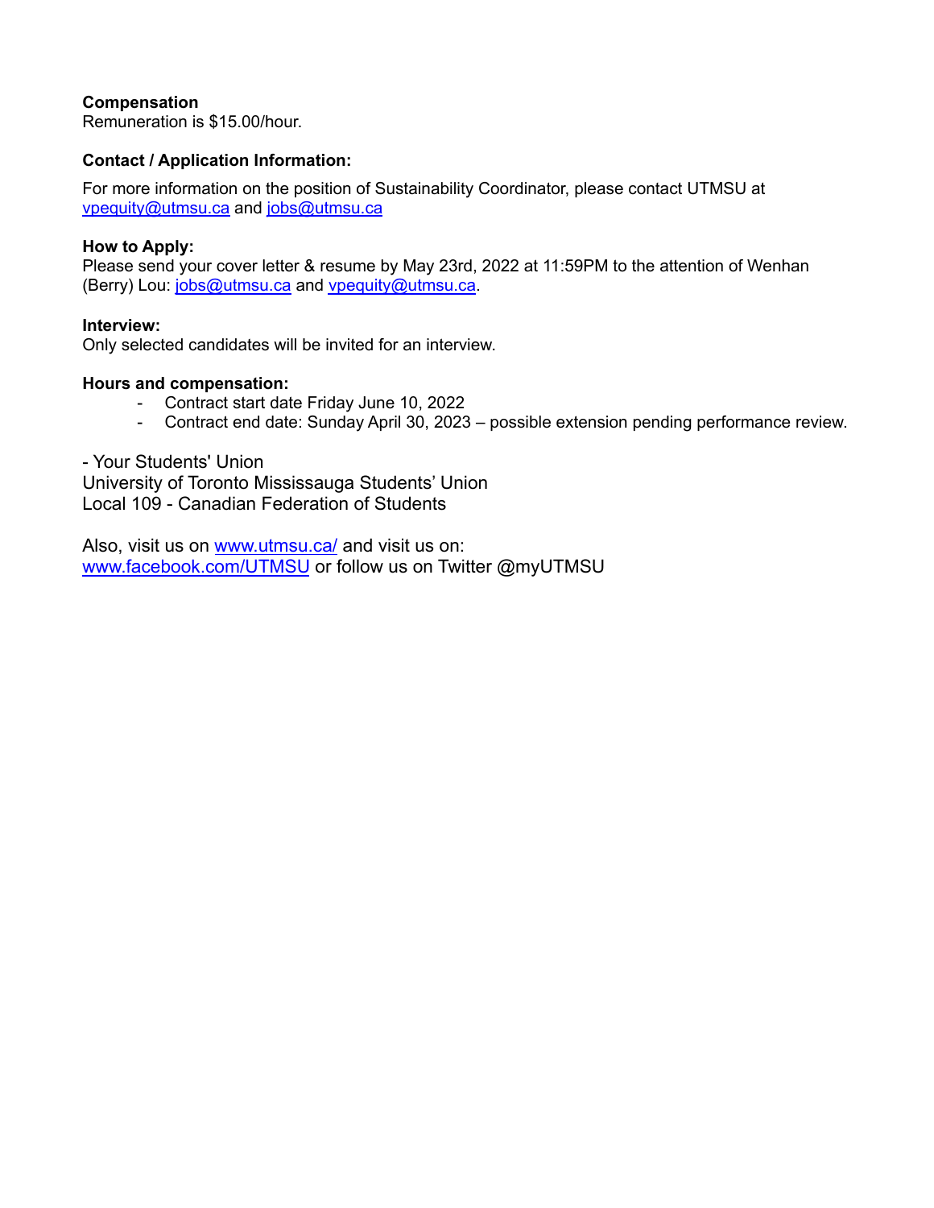**Compensation**
Remuneration is $15.00/hour.

**Contact / Application Information:**

For more information on the position of Sustainability Coordinator, please contact UTMSU at vpequity@utmsu.ca and jobs@utmsu.ca

**How to Apply:**
Please send your cover letter & resume by May 23rd, 2022 at 11:59PM to the attention of Wenhan (Berry) Lou: jobs@utmsu.ca and vpequity@utmsu.ca.

**Interview:**
Only selected candidates will be invited for an interview.

**Hours and compensation:**

- Contract start date Friday June 10, 2022
- Contract end date: Sunday April 30, 2023 – possible extension pending performance review.

- Your Students' Union
University of Toronto Mississauga Students' Union
Local 109 - Canadian Federation of Students

Also, visit us on www.utmsu.ca/ and visit us on:
www.facebook.com/UTMSU or follow us on Twitter @myUTMSU